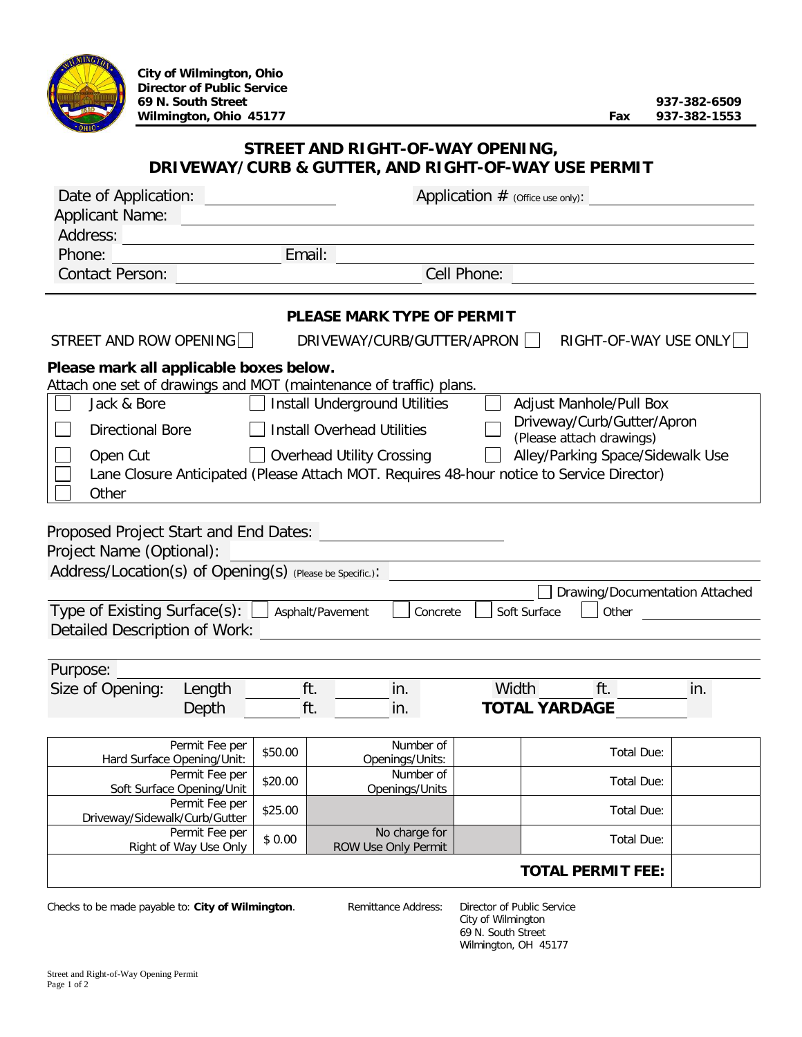**City of Wilmington, Ohio**
**Director of Public Service**
**69 N. South Street**
**Wilmington, Ohio 45177**

**937-382-6509**
**Fax 937-382-1553**

# STREET AND RIGHT-OF-WAY OPENING, DRIVEWAY/CURB & GUTTER, AND RIGHT-OF-WAY USE PERMIT

Date of Application: \_\_\_\_\_\_\_\_\_\_ Application # (Office use only): \_\_\_\_\_\_\_\_\_\_

Applicant Name: \_\_\_\_\_\_\_\_\_\_

Address: \_\_\_\_\_\_\_\_\_\_

Phone: \_\_\_\_\_\_\_\_\_\_ Email: \_\_\_\_\_\_\_\_\_\_

Contact Person: \_\_\_\_\_\_\_\_\_\_ Cell Phone: \_\_\_\_\_\_\_\_\_\_

## PLEASE MARK TYPE OF PERMIT

STREET AND ROW OPENING ☐ DRIVEWAY/CURB/GUTTER/APRON ☐ RIGHT-OF-WAY USE ONLY ☐

**Please mark all applicable boxes below.**

Attach one set of drawings and MOT (maintenance of traffic) plans.

| | | |
|---|---|---|
| ☐ Jack & Bore | ☐ Install Underground Utilities | ☐ Adjust Manhole/Pull Box |
| ☐ Directional Bore | ☐ Install Overhead Utilities | ☐ Driveway/Curb/Gutter/Apron (Please attach drawings) |
| ☐ Open Cut | ☐ Overhead Utility Crossing | ☐ Alley/Parking Space/Sidewalk Use |
| ☐ Lane Closure Anticipated (Please Attach MOT. Requires 48-hour notice to Service Director) | | |
| ☐ Other | | |

Proposed Project Start and End Dates: \_\_\_\_\_\_\_\_\_\_

Project Name (Optional): \_\_\_\_\_\_\_\_\_\_

Address/Location(s) of Opening(s) (Please be Specific.): \_\_\_\_\_\_\_\_\_\_

☐ Drawing/Documentation Attached

Type of Existing Surface(s): ☐ Asphalt/Pavement ☐ Concrete ☐ Soft Surface ☐ Other \_\_\_\_\_\_\_\_\_\_

Detailed Description of Work: \_\_\_\_\_\_\_\_\_\_

Purpose: \_\_\_\_\_\_\_\_\_\_

Size of Opening: Length \_\_\_\_ ft. \_\_\_\_ in. Width \_\_\_\_ ft. \_\_\_\_ in.

Depth \_\_\_\_ ft. \_\_\_\_ in. **TOTAL YARDAGE** \_\_\_\_\_\_\_\_\_\_

| | | | | | |
|---|---|---|---|---|---|
| Permit Fee per Hard Surface Opening/Unit: | $50.00 | Number of Openings/Units: | | Total Due: | |
| Permit Fee per Soft Surface Opening/Unit | $20.00 | Number of Openings/Units | | Total Due: | |
| Permit Fee per Driveway/Sidewalk/Curb/Gutter | $25.00 | | | Total Due: | |
| Permit Fee per Right of Way Use Only | $ 0.00 | No charge for ROW Use Only Permit | | Total Due: | |
| | | | | **TOTAL PERMIT FEE:** | |

Checks to be made payable to: **City of Wilmington**.

Remittance Address: Director of Public Service
City of Wilmington
69 N. South Street
Wilmington, OH 45177

Street and Right-of-Way Opening Permit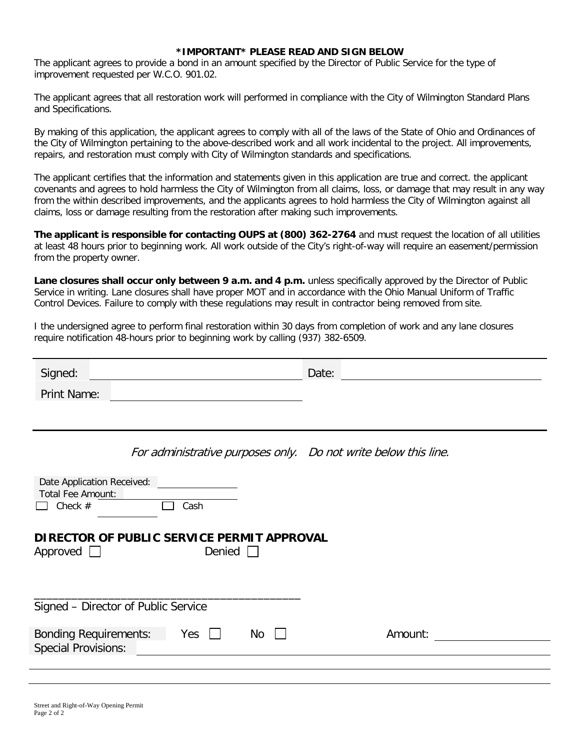**\*IMPORTANT\* PLEASE READ AND SIGN BELOW**

The applicant agrees to provide a bond in an amount specified by the Director of Public Service for the type of improvement requested per W.C.O. 901.02.

The applicant agrees that all restoration work will performed in compliance with the City of Wilmington Standard Plans and Specifications.

By making of this application, the applicant agrees to comply with all of the laws of the State of Ohio and Ordinances of the City of Wilmington pertaining to the above-described work and all work incidental to the project. All improvements, repairs, and restoration must comply with City of Wilmington standards and specifications.

The applicant certifies that the information and statements given in this application are true and correct. the applicant covenants and agrees to hold harmless the City of Wilmington from all claims, loss, or damage that may result in any way from the within described improvements, and the applicants agrees to hold harmless the City of Wilmington against all claims, loss or damage resulting from the restoration after making such improvements.

**The applicant is responsible for contacting OUPS at (800) 362-2764** and must request the location of all utilities at least 48 hours prior to beginning work. All work outside of the City's right-of-way will require an easement/permission from the property owner.

**Lane closures shall occur only between 9 a.m. and 4 p.m.** unless specifically approved by the Director of Public Service in writing. Lane closures shall have proper MOT and in accordance with the Ohio Manual Uniform of Traffic Control Devices. Failure to comply with these regulations may result in contractor being removed from site.

I the undersigned agree to perform final restoration within 30 days from completion of work and any lane closures require notification 48-hours prior to beginning work by calling (937) 382-6509.

Signed: ______________________________ Date: ______________________________

Print Name: ______________________________

*For administrative purposes only. Do not write below this line.*

Date Application Received: ______________

Total Fee Amount: ______________

☐ Check # ____________ ☐ Cash

**DIRECTOR OF PUBLIC SERVICE PERMIT APPROVAL**

Approved ☐ Denied ☐

_____________________________________________

Signed – Director of Public Service

Bonding Requirements: Yes ☐ No ☐ Amount: ______________

Special Provisions: ______________________________________________